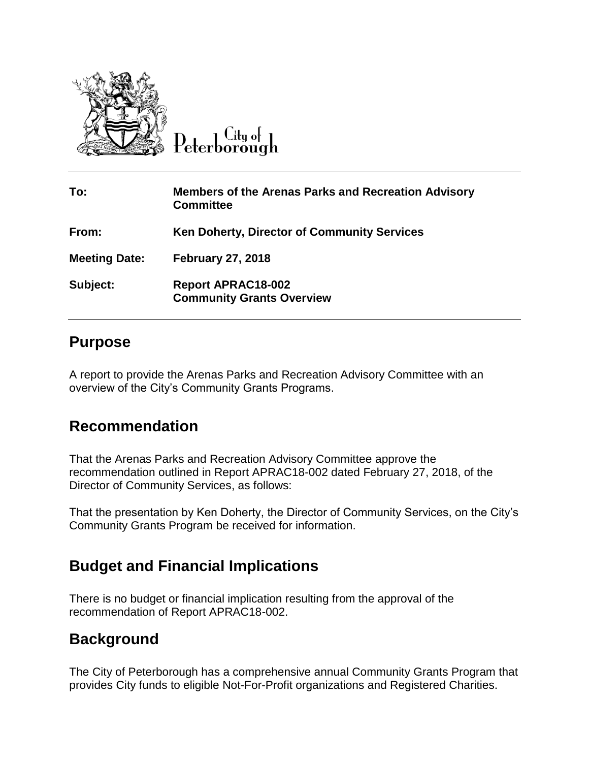City of Peterborough

| To: | Members of the Arenas Parks and Recreation Advisory Committee |
| --- | --- |
| From: | Ken Doherty, Director of Community Services |
| Meeting Date: | February 27, 2018 |
| Subject: | Report APRAC18-002 Community Grants Overview |

## Purpose

A report to provide the Arenas Parks and Recreation Advisory Committee with an overview of the City's Community Grants Programs.

## Recommendation

That the Arenas Parks and Recreation Advisory Committee approve the recommendation outlined in Report APRAC18-002 dated February 27, 2018, of the Director of Community Services, as follows:

That the presentation by Ken Doherty, the Director of Community Services, on the City's Community Grants Program be received for information.

## Budget and Financial Implications

There is no budget or financial implication resulting from the approval of the recommendation of Report APRAC18-002.

## Background

The City of Peterborough has a comprehensive annual Community Grants Program that provides City funds to eligible Not-For-Profit organizations and Registered Charities.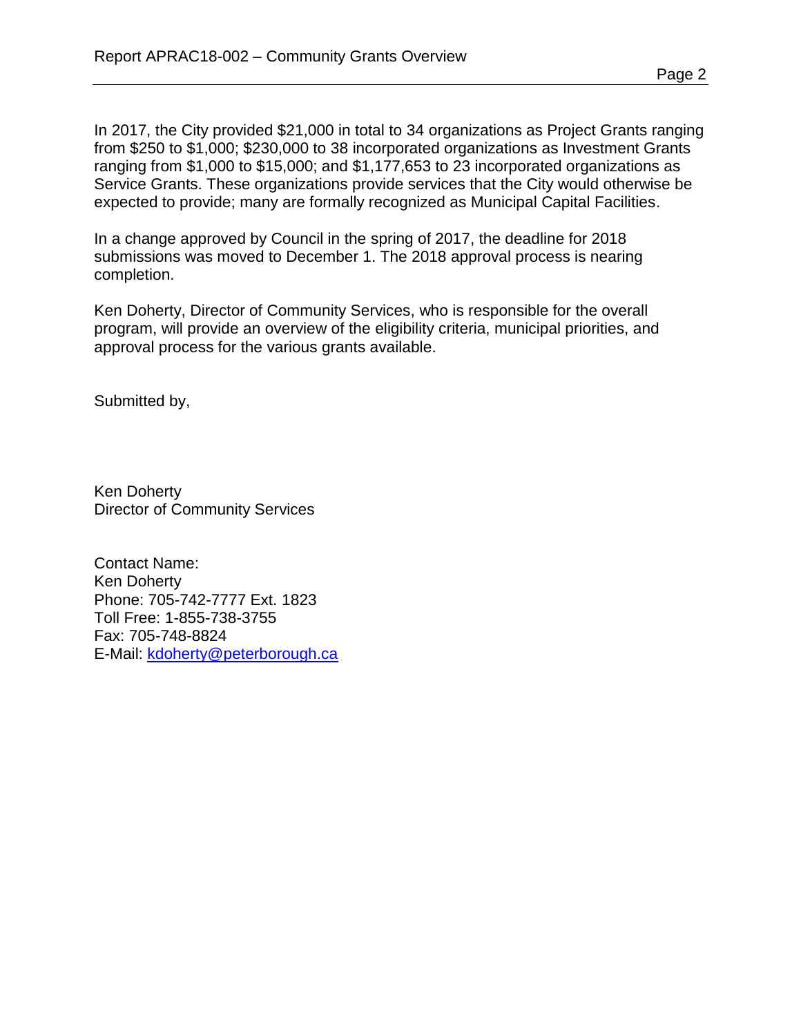In 2017, the City provided $21,000 in total to 34 organizations as Project Grants ranging from $250 to $1,000; $230,000 to 38 incorporated organizations as Investment Grants ranging from $1,000 to $15,000; and $1,177,653 to 23 incorporated organizations as Service Grants. These organizations provide services that the City would otherwise be expected to provide; many are formally recognized as Municipal Capital Facilities.

In a change approved by Council in the spring of 2017, the deadline for 2018 submissions was moved to December 1. The 2018 approval process is nearing completion.

Ken Doherty, Director of Community Services, who is responsible for the overall program, will provide an overview of the eligibility criteria, municipal priorities, and approval process for the various grants available.

Submitted by,

Ken Doherty
Director of Community Services

Contact Name:
Ken Doherty
Phone: 705-742-7777 Ext. 1823
Toll Free: 1-855-738-3755
Fax: 705-748-8824
E-Mail: kdoherty@peterborough.ca